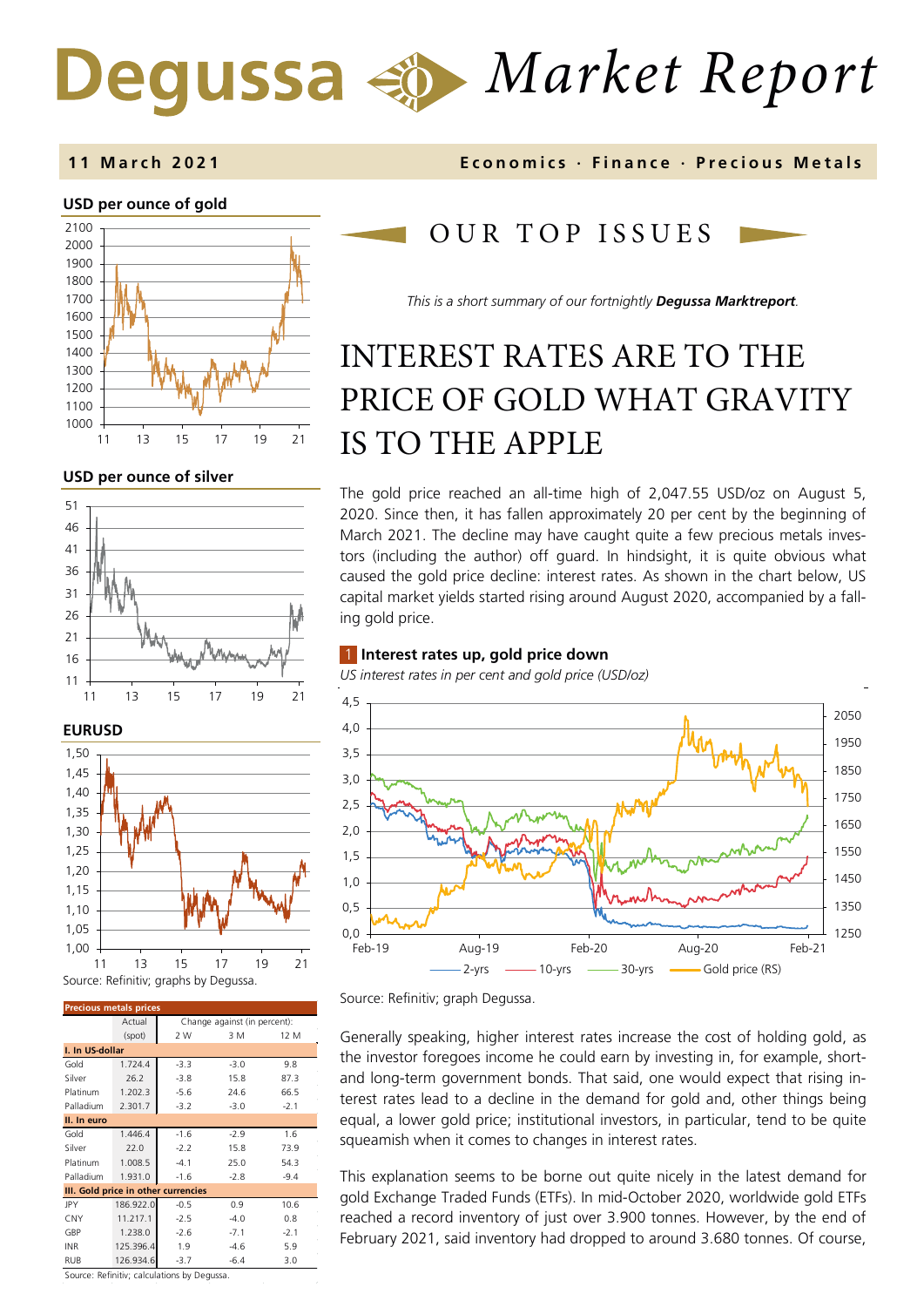# Degussa Market Report

**11 March 2021** | **Economics · Finance · Precious Metals**

**USD per ounce of gold**

**USD per ounce of silver**

**EURUSD**

Source: Refinitiv; graphs by Degussa.

| Precious metals prices | Actual (spot) | Change against (in percent): 2 W | 3 M | 12 M |
|---|---|---|---|---|
| **I. In US-dollar** | | | | |
| Gold | 1.724.4 | -3.3 | -3.0 | 9.8 |
| Silver | 26.2 | -3.8 | 15.8 | 87.3 |
| Platinum | 1.202.3 | -5.6 | 24.6 | 66.5 |
| Palladium | 2.301.7 | -3.2 | -3.0 | -2.1 |
| **II. In euro** | | | | |
| Gold | 1.446.4 | -1.6 | -2.9 | 1.6 |
| Silver | 22.0 | -2.2 | 15.8 | 73.9 |
| Platinum | 1.008.5 | -4.1 | 25.0 | 54.3 |
| Palladium | 1.931.0 | -1.6 | -2.8 | -9.4 |
| **III. Gold price in other currencies** | | | | |
| JPY | 186.922.0 | -0.5 | 0.9 | 10.6 |
| CNY | 11.217.1 | -2.5 | -4.0 | 0.8 |
| GBP | 1.238.0 | -2.6 | -7.1 | -2.1 |
| INR | 125.396.4 | 1.9 | -4.6 | 5.9 |
| RUB | 126.934.6 | -3.7 | -6.4 | 3.0 |

Source: Refinitiv; calculations by Degussa.

## OUR TOP ISSUES

*This is a short summary of our fortnightly **Degussa Marktreport**.*

# INTEREST RATES ARE TO THE PRICE OF GOLD WHAT GRAVITY IS TO THE APPLE

The gold price reached an all-time high of 2,047.55 USD/oz on August 5, 2020. Since then, it has fallen approximately 20 per cent by the beginning of March 2021. The decline may have caught quite a few precious metals investors (including the author) off guard. In hindsight, it is quite obvious what caused the gold price decline: interest rates. As shown in the chart below, US capital market yields started rising around August 2020, accompanied by a falling gold price.

**1 Interest rates up, gold price down**

*US interest rates in per cent and gold price (USD/oz)*

Source: Refinitiv; graph Degussa.

Generally speaking, higher interest rates increase the cost of holding gold, as the investor foregoes income he could earn by investing in, for example, short- and long-term government bonds. That said, one would expect that rising interest rates lead to a decline in the demand for gold and, other things being equal, a lower gold price; institutional investors, in particular, tend to be quite squeamish when it comes to changes in interest rates.

This explanation seems to be borne out quite nicely in the latest demand for gold Exchange Traded Funds (ETFs). In mid-October 2020, worldwide gold ETFs reached a record inventory of just over 3.900 tonnes. However, by the end of February 2021, said inventory had dropped to around 3.680 tonnes. Of course,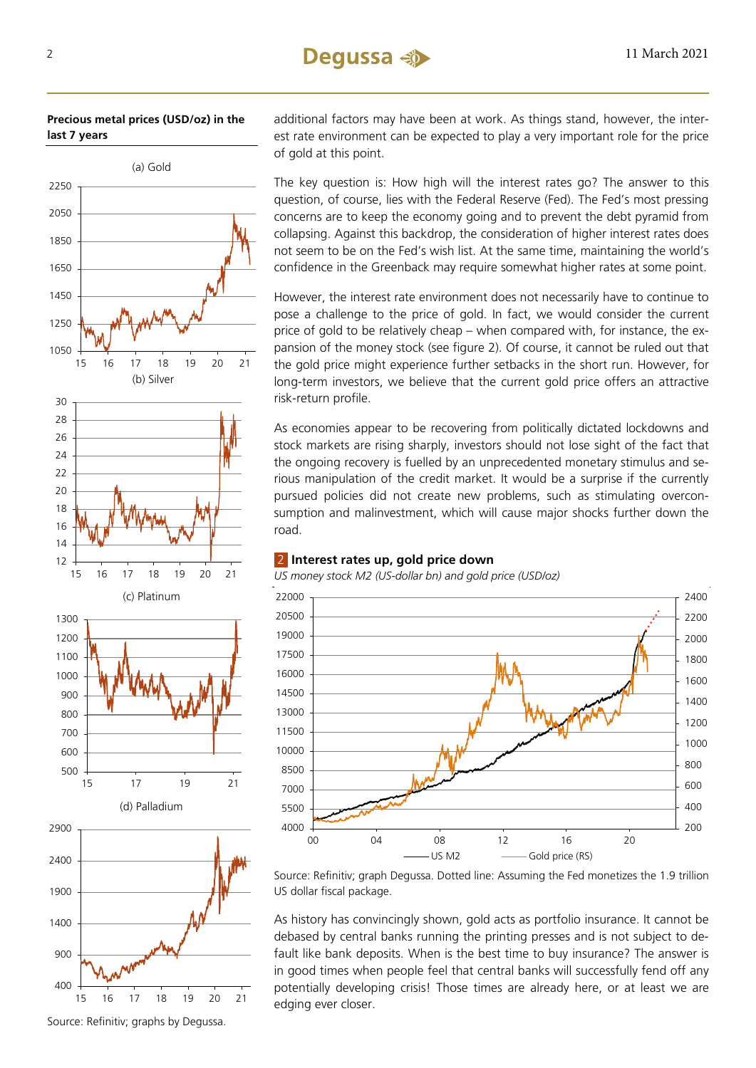**Precious metal prices (USD/oz) in the last 7 years**

(a) Gold

(b) Silver

(c) Platinum

(d) Palladium

Source: Refinitiv; graphs by Degussa.

additional factors may have been at work. As things stand, however, the interest rate environment can be expected to play a very important role for the price of gold at this point.

The key question is: How high will the interest rates go? The answer to this question, of course, lies with the Federal Reserve (Fed). The Fed's most pressing concerns are to keep the economy going and to prevent the debt pyramid from collapsing. Against this backdrop, the consideration of higher interest rates does not seem to be on the Fed's wish list. At the same time, maintaining the world's confidence in the Greenback may require somewhat higher rates at some point.

However, the interest rate environment does not necessarily have to continue to pose a challenge to the price of gold. In fact, we would consider the current price of gold to be relatively cheap – when compared with, for instance, the expansion of the money stock (see figure 2). Of course, it cannot be ruled out that the gold price might experience further setbacks in the short run. However, for long-term investors, we believe that the current gold price offers an attractive risk-return profile.

As economies appear to be recovering from politically dictated lockdowns and stock markets are rising sharply, investors should not lose sight of the fact that the ongoing recovery is fuelled by an unprecedented monetary stimulus and serious manipulation of the credit market. It would be a surprise if the currently pursued policies did not create new problems, such as stimulating overconsumption and malinvestment, which will cause major shocks further down the road.

**2 Interest rates up, gold price down**

*US money stock M2 (US-dollar bn) and gold price (USD/oz)*

Source: Refinitiv; graph Degussa. Dotted line: Assuming the Fed monetizes the 1.9 trillion US dollar fiscal package.

As history has convincingly shown, gold acts as portfolio insurance. It cannot be debased by central banks running the printing presses and is not subject to default like bank deposits. When is the best time to buy insurance? The answer is in good times when people feel that central banks will successfully fend off any potentially developing crisis! Those times are already here, or at least we are edging ever closer.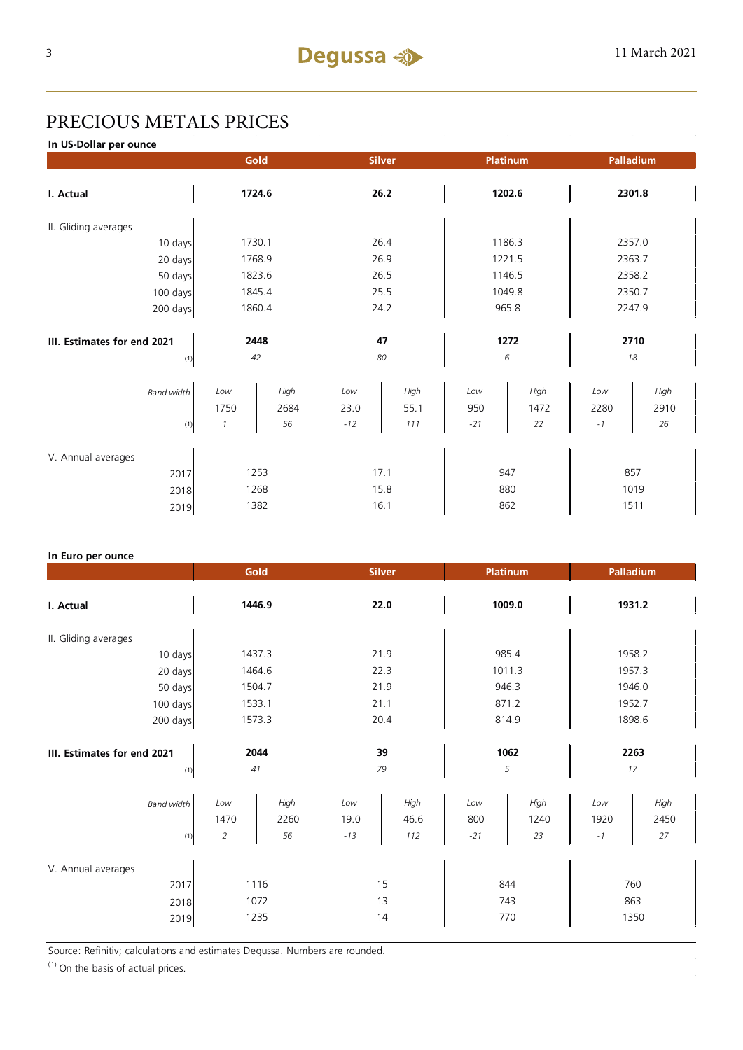# PRECIOUS METALS PRICES

**In US-Dollar per ounce**

| | Gold | | Silver | | Platinum | | Palladium | |
|---|---|---|---|---|---|---|---|---|
| **I. Actual** | **1724.6** | | **26.2** | | **1202.6** | | **2301.8** | |
| II. Gliding averages | | | | | | | | |
| 10 days | 1730.1 | | 26.4 | | 1186.3 | | 2357.0 | |
| 20 days | 1768.9 | | 26.9 | | 1221.5 | | 2363.7 | |
| 50 days | 1823.6 | | 26.5 | | 1146.5 | | 2358.2 | |
| 100 days | 1845.4 | | 25.5 | | 1049.8 | | 2350.7 | |
| 200 days | 1860.4 | | 24.2 | | 965.8 | | 2247.9 | |
| **III. Estimates for end 2021** | **2448** | | **47** | | **1272** | | **2710** | |
| (1) | *42* | | *80* | | *6* | | *18* | |
| *Band width* | *Low* | *High* | *Low* | *High* | *Low* | *High* | *Low* | *High* |
| | 1750 | 2684 | 23.0 | 55.1 | 950 | 1472 | 2280 | 2910 |
| (1) | *1* | *56* | *-12* | *111* | *-21* | *22* | *-1* | *26* |
| V. Annual averages | | | | | | | | |
| 2017 | 1253 | | 17.1 | | 947 | | 857 | |
| 2018 | 1268 | | 15.8 | | 880 | | 1019 | |
| 2019 | 1382 | | 16.1 | | 862 | | 1511 | |

**In Euro per ounce**

| | Gold | | Silver | | Platinum | | Palladium | |
|---|---|---|---|---|---|---|---|---|
| **I. Actual** | **1446.9** | | **22.0** | | **1009.0** | | **1931.2** | |
| II. Gliding averages | | | | | | | | |
| 10 days | 1437.3 | | 21.9 | | 985.4 | | 1958.2 | |
| 20 days | 1464.6 | | 22.3 | | 1011.3 | | 1957.3 | |
| 50 days | 1504.7 | | 21.9 | | 946.3 | | 1946.0 | |
| 100 days | 1533.1 | | 21.1 | | 871.2 | | 1952.7 | |
| 200 days | 1573.3 | | 20.4 | | 814.9 | | 1898.6 | |
| **III. Estimates for end 2021** | **2044** | | **39** | | **1062** | | **2263** | |
| (1) | *41* | | *79* | | *5* | | *17* | |
| *Band width* | *Low* | *High* | *Low* | *High* | *Low* | *High* | *Low* | *High* |
| | 1470 | 2260 | 19.0 | 46.6 | 800 | 1240 | 1920 | 2450 |
| (1) | *2* | *56* | *-13* | *112* | *-21* | *23* | *-1* | *27* |
| V. Annual averages | | | | | | | | |
| 2017 | 1116 | | 15 | | 844 | | 760 | |
| 2018 | 1072 | | 13 | | 743 | | 863 | |
| 2019 | 1235 | | 14 | | 770 | | 1350 | |

Source: Refinitiv; calculations and estimates Degussa. Numbers are rounded.

(1) On the basis of actual prices.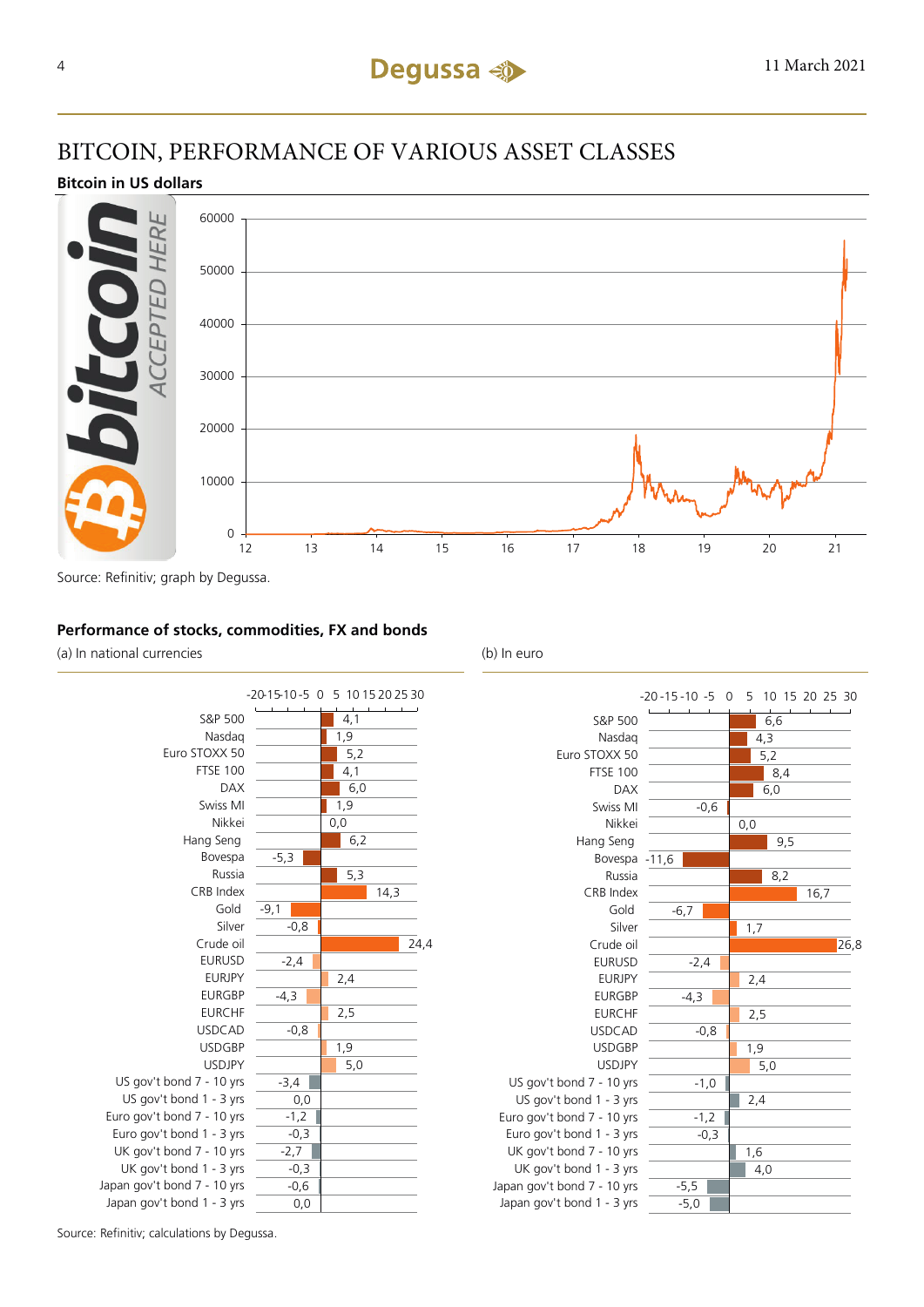# BITCOIN, PERFORMANCE OF VARIOUS ASSET CLASSES

**Bitcoin in US dollars**

Source: Refinitiv; graph by Degussa.

**Performance of stocks, commodities, FX and bonds**

| | (a) In national currencies | (b) In euro |
|---|---|---|
| S&P 500 | 4,1 | 6,6 |
| Nasdaq | 1,9 | 4,3 |
| Euro STOXX 50 | 5,2 | 5,2 |
| FTSE 100 | 4,1 | 8,4 |
| DAX | 6,0 | 6,0 |
| Swiss MI | 1,9 | -0,6 |
| Nikkei | 0,0 | 0,0 |
| Hang Seng | 6,2 | 9,5 |
| Bovespa | -5,3 | -11,6 |
| Russia | 5,3 | 8,2 |
| CRB Index | 14,3 | 16,7 |
| Gold | -9,1 | -6,7 |
| Silver | -0,8 | 1,7 |
| Crude oil | 24,4 | 26,8 |
| EURUSD | -2,4 | -2,4 |
| EURJPY | 2,4 | 2,4 |
| EURGBP | -4,3 | -4,3 |
| EURCHF | 2,5 | 2,5 |
| USDCAD | -0,8 | -0,8 |
| USDGBP | 1,9 | 1,9 |
| USDJPY | 5,0 | 5,0 |
| US gov't bond 7 - 10 yrs | -3,4 | -1,0 |
| US gov't bond 1 - 3 yrs | 0,0 | 2,4 |
| Euro gov't bond 7 - 10 yrs | -1,2 | -1,2 |
| Euro gov't bond 1 - 3 yrs | -0,3 | -0,3 |
| UK gov't bond 7 - 10 yrs | -2,7 | 1,6 |
| UK gov't bond 1 - 3 yrs | -0,3 | 4,0 |
| Japan gov't bond 7 - 10 yrs | -0,6 | -5,5 |
| Japan gov't bond 1 - 3 yrs | 0,0 | -5,0 |

Source: Refinitiv; calculations by Degussa.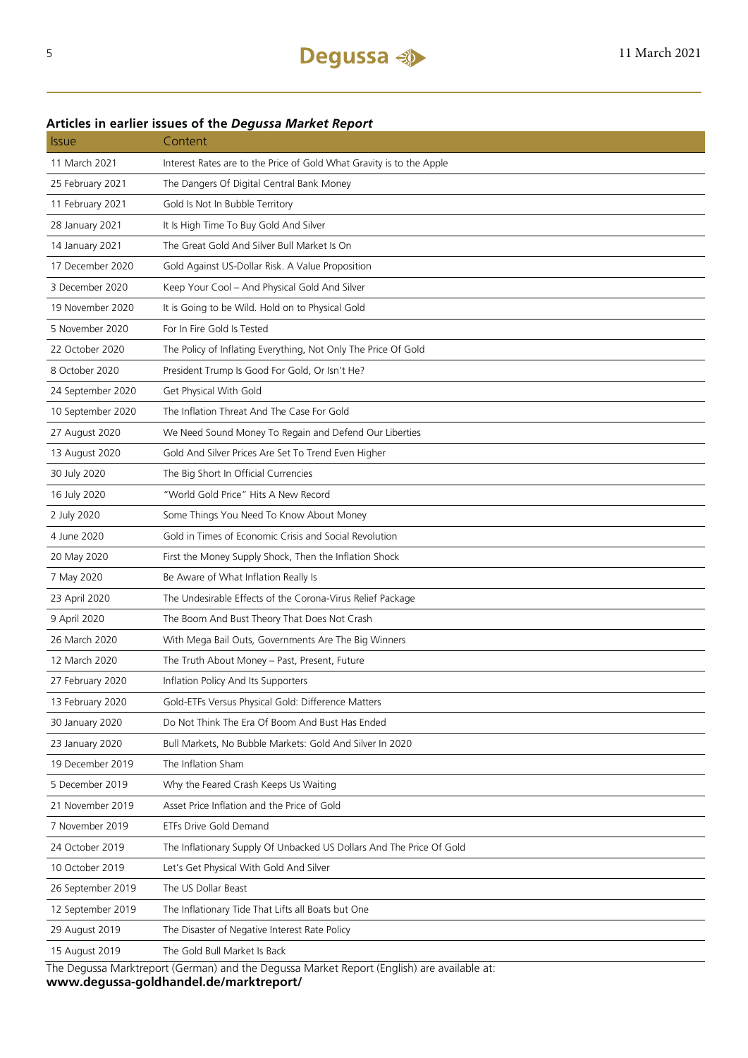### Articles in earlier issues of the *Degussa Market Report*

| Issue | Content |
|---|---|
| 11 March 2021 | Interest Rates are to the Price of Gold What Gravity is to the Apple |
| 25 February 2021 | The Dangers Of Digital Central Bank Money |
| 11 February 2021 | Gold Is Not In Bubble Territory |
| 28 January 2021 | It Is High Time To Buy Gold And Silver |
| 14 January 2021 | The Great Gold And Silver Bull Market Is On |
| 17 December 2020 | Gold Against US-Dollar Risk. A Value Proposition |
| 3 December 2020 | Keep Your Cool – And Physical Gold And Silver |
| 19 November 2020 | It is Going to be Wild. Hold on to Physical Gold |
| 5 November 2020 | For In Fire Gold Is Tested |
| 22 October 2020 | The Policy of Inflating Everything, Not Only The Price Of Gold |
| 8 October 2020 | President Trump Is Good For Gold, Or Isn't He? |
| 24 September 2020 | Get Physical With Gold |
| 10 September 2020 | The Inflation Threat And The Case For Gold |
| 27 August 2020 | We Need Sound Money To Regain and Defend Our Liberties |
| 13 August 2020 | Gold And Silver Prices Are Set To Trend Even Higher |
| 30 July 2020 | The Big Short In Official Currencies |
| 16 July 2020 | "World Gold Price" Hits A New Record |
| 2 July 2020 | Some Things You Need To Know About Money |
| 4 June 2020 | Gold in Times of Economic Crisis and Social Revolution |
| 20 May 2020 | First the Money Supply Shock, Then the Inflation Shock |
| 7 May 2020 | Be Aware of What Inflation Really Is |
| 23 April 2020 | The Undesirable Effects of the Corona-Virus Relief Package |
| 9 April 2020 | The Boom And Bust Theory That Does Not Crash |
| 26 March 2020 | With Mega Bail Outs, Governments Are The Big Winners |
| 12 March 2020 | The Truth About Money – Past, Present, Future |
| 27 February 2020 | Inflation Policy And Its Supporters |
| 13 February 2020 | Gold-ETFs Versus Physical Gold: Difference Matters |
| 30 January 2020 | Do Not Think The Era Of Boom And Bust Has Ended |
| 23 January 2020 | Bull Markets, No Bubble Markets: Gold And Silver In 2020 |
| 19 December 2019 | The Inflation Sham |
| 5 December 2019 | Why the Feared Crash Keeps Us Waiting |
| 21 November 2019 | Asset Price Inflation and the Price of Gold |
| 7 November 2019 | ETFs Drive Gold Demand |
| 24 October 2019 | The Inflationary Supply Of Unbacked US Dollars And The Price Of Gold |
| 10 October 2019 | Let's Get Physical With Gold And Silver |
| 26 September 2019 | The US Dollar Beast |
| 12 September 2019 | The Inflationary Tide That Lifts all Boats but One |
| 29 August 2019 | The Disaster of Negative Interest Rate Policy |
| 15 August 2019 | The Gold Bull Market Is Back |

The Degussa Marktreport (German) and the Degussa Market Report (English) are available at:
**www.degussa-goldhandel.de/marktreport/**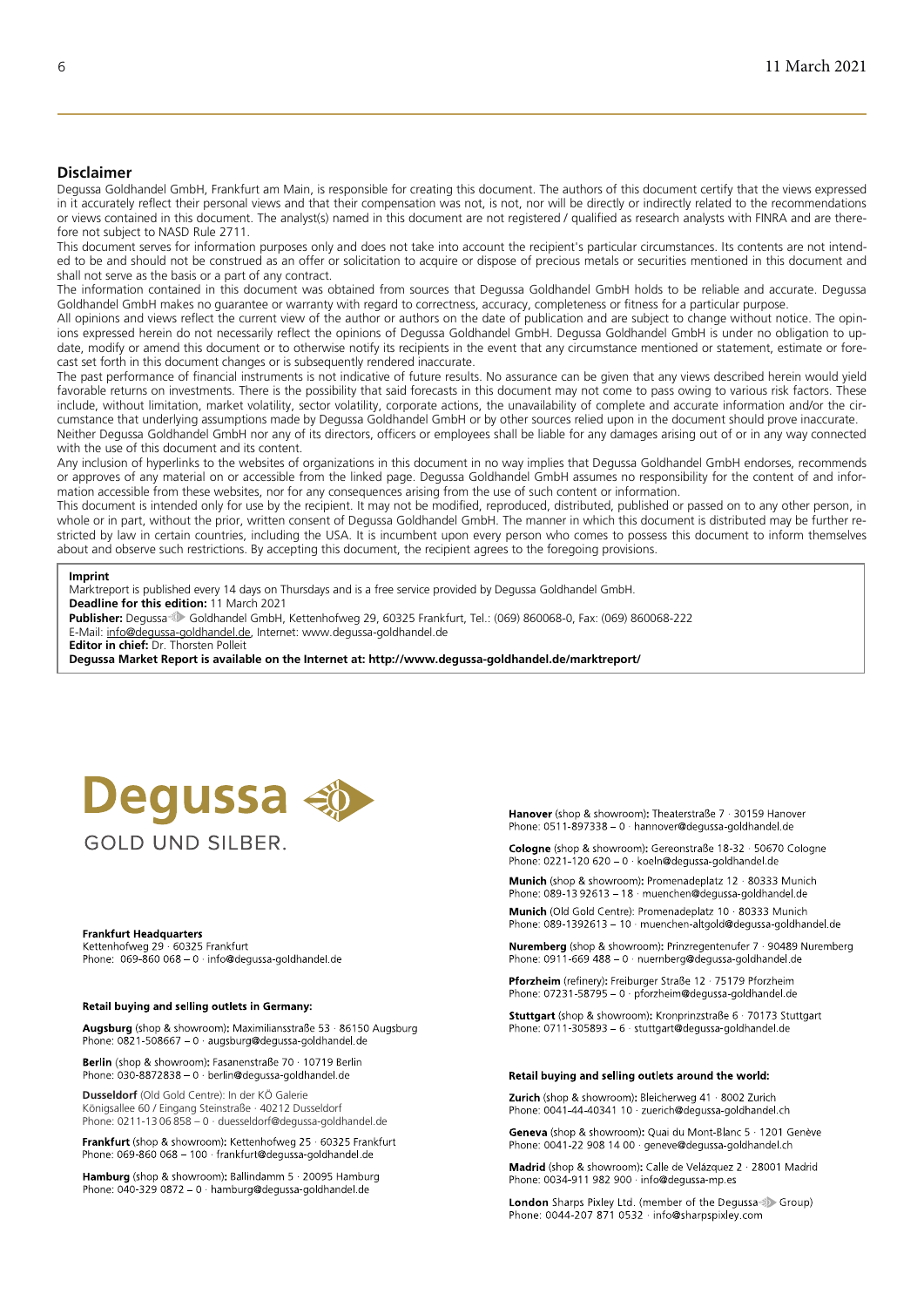## Disclaimer

Degussa Goldhandel GmbH, Frankfurt am Main, is responsible for creating this document. The authors of this document certify that the views expressed in it accurately reflect their personal views and that their compensation was not, is not, nor will be directly or indirectly related to the recommendations or views contained in this document. The analyst(s) named in this document are not registered / qualified as research analysts with FINRA and are therefore not subject to NASD Rule 2711.

This document serves for information purposes only and does not take into account the recipient's particular circumstances. Its contents are not intended to be and should not be construed as an offer or solicitation to acquire or dispose of precious metals or securities mentioned in this document and shall not serve as the basis or a part of any contract.

The information contained in this document was obtained from sources that Degussa Goldhandel GmbH holds to be reliable and accurate. Degussa Goldhandel GmbH makes no guarantee or warranty with regard to correctness, accuracy, completeness or fitness for a particular purpose.

All opinions and views reflect the current view of the author or authors on the date of publication and are subject to change without notice. The opinions expressed herein do not necessarily reflect the opinions of Degussa Goldhandel GmbH. Degussa Goldhandel GmbH is under no obligation to update, modify or amend this document or to otherwise notify its recipients in the event that any circumstance mentioned or statement, estimate or forecast set forth in this document changes or is subsequently rendered inaccurate.

The past performance of financial instruments is not indicative of future results. No assurance can be given that any views described herein would yield favorable returns on investments. There is the possibility that said forecasts in this document may not come to pass owing to various risk factors. These include, without limitation, market volatility, sector volatility, corporate actions, the unavailability of complete and accurate information and/or the circumstance that underlying assumptions made by Degussa Goldhandel GmbH or by other sources relied upon in the document should prove inaccurate.

Neither Degussa Goldhandel GmbH nor any of its directors, officers or employees shall be liable for any damages arising out of or in any way connected with the use of this document and its content.

Any inclusion of hyperlinks to the websites of organizations in this document in no way implies that Degussa Goldhandel GmbH endorses, recommends or approves of any material on or accessible from the linked page. Degussa Goldhandel GmbH assumes no responsibility for the content of and information accessible from these websites, nor for any consequences arising from the use of such content or information.

This document is intended only for use by the recipient. It may not be modified, reproduced, distributed, published or passed on to any other person, in whole or in part, without the prior, written consent of Degussa Goldhandel GmbH. The manner in which this document is distributed may be further restricted by law in certain countries, including the USA. It is incumbent upon every person who comes to possess this document to inform themselves about and observe such restrictions. By accepting this document, the recipient agrees to the foregoing provisions.

**Imprint**

Marktreport is published every 14 days on Thursdays and is a free service provided by Degussa Goldhandel GmbH.
**Deadline for this edition:** 11 March 2021
**Publisher:** Degussa Goldhandel GmbH, Kettenhofweg 29, 60325 Frankfurt, Tel.: (069) 860068-0, Fax: (069) 860068-222
E-Mail: info@degussa-goldhandel.de, Internet: www.degussa-goldhandel.de
**Editor in chief:** Dr. Thorsten Polleit
**Degussa Market Report is available on the Internet at: http://www.degussa-goldhandel.de/marktreport/**

Degussa
GOLD UND SILBER.

**Frankfurt Headquarters**
Kettenhofweg 29 · 60325 Frankfurt
Phone: 069-860 068 – 0 · info@degussa-goldhandel.de

**Retail buying and selling outlets in Germany:**

**Augsburg** (shop & showroom): Maximiliansstraße 53 · 86150 Augsburg
Phone: 0821-508667 – 0 · augsburg@degussa-goldhandel.de

**Berlin** (shop & showroom): Fasanenstraße 70 · 10719 Berlin
Phone: 030-8872838 – 0 · berlin@degussa-goldhandel.de

**Dusseldorf** (Old Gold Centre): In der KÖ Galerie
Königsallee 60 / Eingang Steinstraße · 40212 Dusseldorf
Phone: 0211-13 06 858 – 0 · duesseldorf@degussa-goldhandel.de

**Frankfurt** (shop & showroom): Kettenhofweg 25 · 60325 Frankfurt
Phone: 069-860 068 – 100 · frankfurt@degussa-goldhandel.de

**Hamburg** (shop & showroom): Ballindamm 5 · 20095 Hamburg
Phone: 040-329 0872 – 0 · hamburg@degussa-goldhandel.de

**Hanover** (shop & showroom): Theaterstraße 7 · 30159 Hanover
Phone: 0511-897338 – 0 · hannover@degussa-goldhandel.de

**Cologne** (shop & showroom): Gereonstraße 18-32 · 50670 Cologne
Phone: 0221-120 620 – 0 · koeln@degussa-goldhandel.de

**Munich** (shop & showroom): Promenadeplatz 12 · 80333 Munich
Phone: 089-13 92613 – 18 · muenchen@degussa-goldhandel.de

**Munich** (Old Gold Centre): Promenadeplatz 10 · 80333 Munich
Phone: 089-1392613 – 10 · muenchen-altgold@degussa-goldhandel.de

**Nuremberg** (shop & showroom): Prinzregentenufer 7 · 90489 Nuremberg
Phone: 0911-669 488 – 0 · nuernberg@degussa-goldhandel.de

**Pforzheim** (refinery): Freiburger Straße 12 · 75179 Pforzheim
Phone: 07231-58795 – 0 · pforzheim@degussa-goldhandel.de

**Stuttgart** (shop & showroom): Kronprinzstraße 6 · 70173 Stuttgart
Phone: 0711-305893 – 6 · stuttgart@degussa-goldhandel.de

**Retail buying and selling outlets around the world:**

**Zurich** (shop & showroom): Bleicherweg 41 · 8002 Zurich
Phone: 0041-44-40341 10 · zuerich@degussa-goldhandel.ch

**Geneva** (shop & showroom): Quai du Mont-Blanc 5 · 1201 Genève
Phone: 0041-22 908 14 00 · geneve@degussa-goldhandel.ch

**Madrid** (shop & showroom): Calle de Velázquez 2 · 28001 Madrid
Phone: 0034-911 982 900 · info@degussa-mp.es

**London** Sharps Pixley Ltd. (member of the Degussa Group)
Phone: 0044-207 871 0532 · info@sharpspixley.com